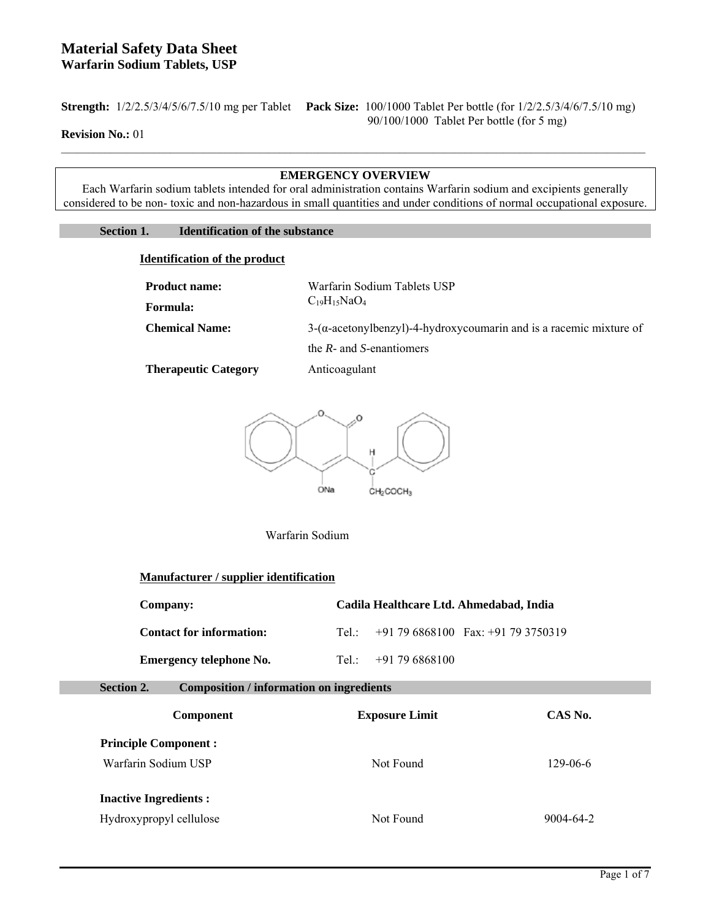# Material Safety Data Sheet
## Warfarin Sodium Tablets, USP

**Strength:** 1/2/2.5/3/4/5/6/7.5/10 mg per Tablet **Pack Size:** 100/1000 Tablet Per bottle (for 1/2/2.5/3/4/6/7.5/10 mg)
90/100/1000 Tablet Per bottle (for 5 mg)

**Revision No.:** 01

---

**EMERGENCY OVERVIEW**

Each Warfarin sodium tablets intended for oral administration contains Warfarin sodium and excipients generally considered to be non- toxic and non-hazardous in small quantities and under conditions of normal occupational exposure.

## Section 1. Identification of the substance

### Identification of the product

**Product name:** Warfarin Sodium Tablets USP

**Formula:** $C_{19}H_{15}NaO_4$

**Chemical Name:** 3-(α-acetonylbenzyl)-4-hydroxycoumarin and is a racemic mixture of the *R*- and *S*-enantiomers

**Therapeutic Category** Anticoagulant

Warfarin Sodium

### Manufacturer / supplier identification

**Company:** **Cadila Healthcare Ltd. Ahmedabad, India**

**Contact for information:** Tel.: +91 79 6868100 Fax: +91 79 3750319

**Emergency telephone No.** Tel.: +91 79 6868100

## Section 2. Composition / information on ingredients

| Component | Exposure Limit | CAS No. |
|---|---|---|
| **Principle Component :** | | |
| Warfarin Sodium USP | Not Found | 129-06-6 |
| **Inactive Ingredients :** | | |
| Hydroxypropyl cellulose | Not Found | 9004-64-2 |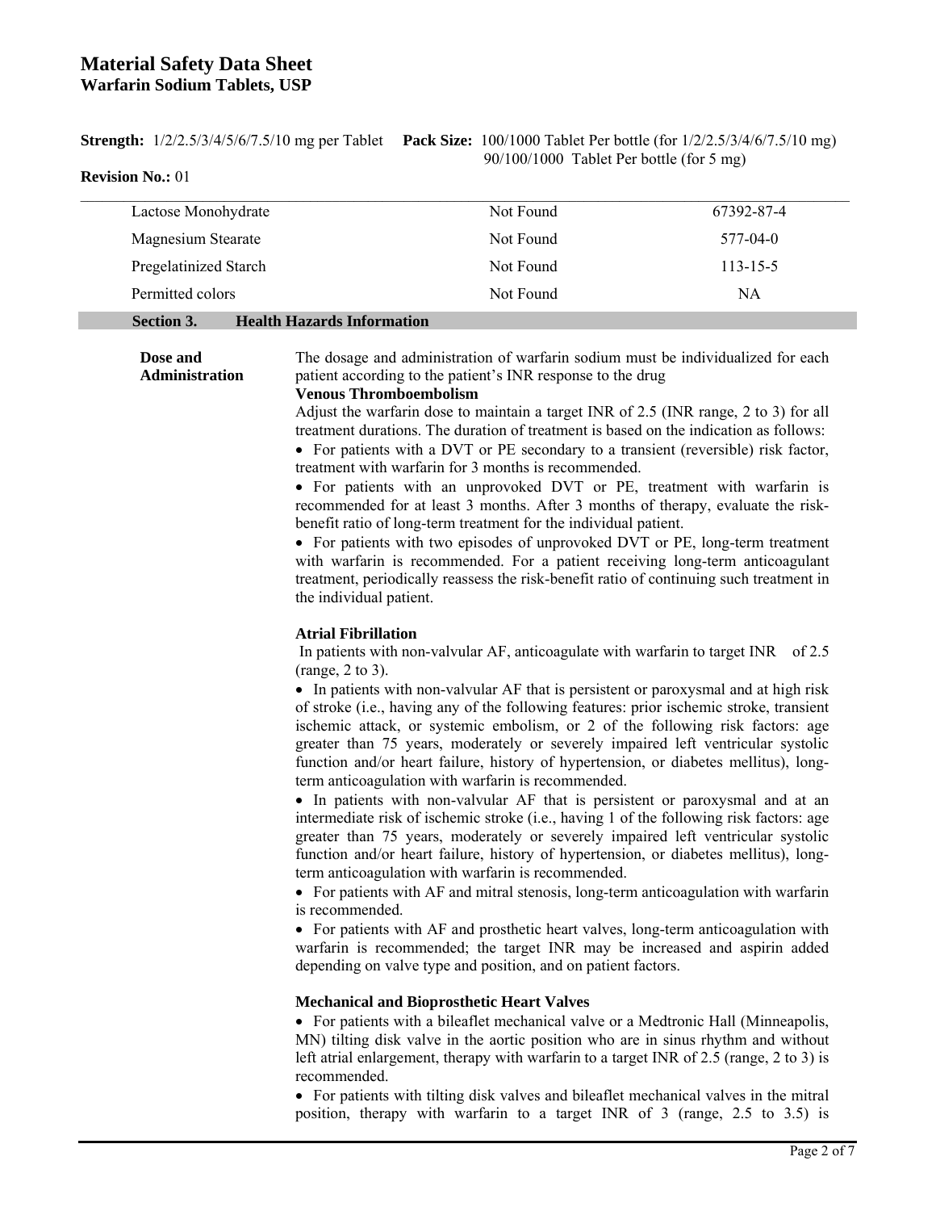| Lactose Monohydrate | Not Found | 67392-87-4 |
|---|---|---|
| Magnesium Stearate | Not Found | 577-04-0 |
| Pregelatinized Starch | Not Found | 113-15-5 |
| Permitted colors | Not Found | NA |

## Section 3. Health Hazards Information

**Dose and Administration**

The dosage and administration of warfarin sodium must be individualized for each patient according to the patient's INR response to the drug

**Venous Thromboembolism**

Adjust the warfarin dose to maintain a target INR of 2.5 (INR range, 2 to 3) for all treatment durations. The duration of treatment is based on the indication as follows:

- For patients with a DVT or PE secondary to a transient (reversible) risk factor, treatment with warfarin for 3 months is recommended.
- For patients with an unprovoked DVT or PE, treatment with warfarin is recommended for at least 3 months. After 3 months of therapy, evaluate the risk-benefit ratio of long-term treatment for the individual patient.
- For patients with two episodes of unprovoked DVT or PE, long-term treatment with warfarin is recommended. For a patient receiving long-term anticoagulant treatment, periodically reassess the risk-benefit ratio of continuing such treatment in the individual patient.

**Atrial Fibrillation**

In patients with non-valvular AF, anticoagulate with warfarin to target INR of 2.5 (range, 2 to 3).

- In patients with non-valvular AF that is persistent or paroxysmal and at high risk of stroke (i.e., having any of the following features: prior ischemic stroke, transient ischemic attack, or systemic embolism, or 2 of the following risk factors: age greater than 75 years, moderately or severely impaired left ventricular systolic function and/or heart failure, history of hypertension, or diabetes mellitus), long-term anticoagulation with warfarin is recommended.
- In patients with non-valvular AF that is persistent or paroxysmal and at an intermediate risk of ischemic stroke (i.e., having 1 of the following risk factors: age greater than 75 years, moderately or severely impaired left ventricular systolic function and/or heart failure, history of hypertension, or diabetes mellitus), long-term anticoagulation with warfarin is recommended.
- For patients with AF and mitral stenosis, long-term anticoagulation with warfarin is recommended.
- For patients with AF and prosthetic heart valves, long-term anticoagulation with warfarin is recommended; the target INR may be increased and aspirin added depending on valve type and position, and on patient factors.

**Mechanical and Bioprosthetic Heart Valves**

- For patients with a bileaflet mechanical valve or a Medtronic Hall (Minneapolis, MN) tilting disk valve in the aortic position who are in sinus rhythm and without left atrial enlargement, therapy with warfarin to a target INR of 2.5 (range, 2 to 3) is recommended.
- For patients with tilting disk valves and bileaflet mechanical valves in the mitral position, therapy with warfarin to a target INR of 3 (range, 2.5 to 3.5) is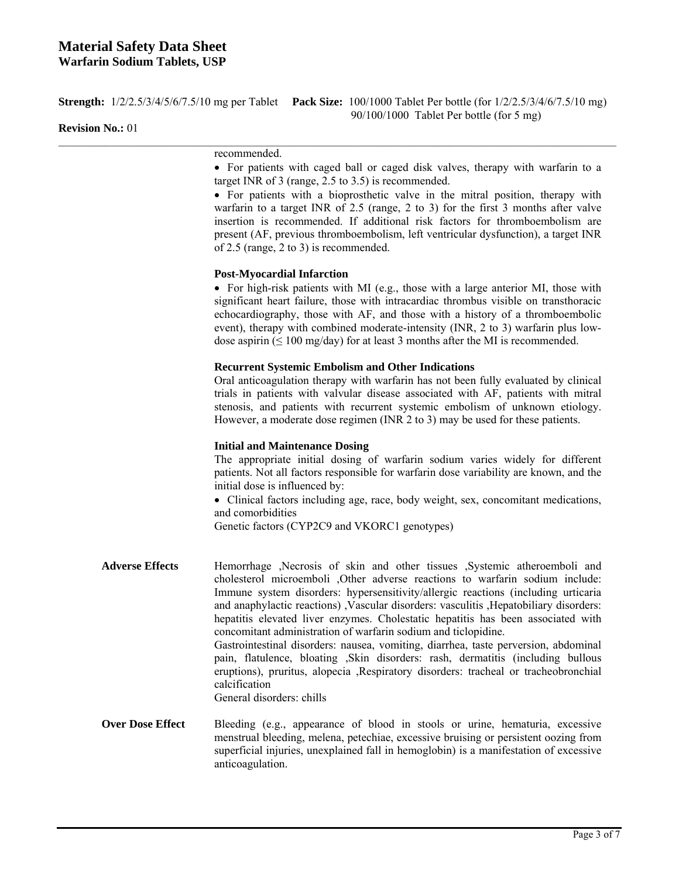recommended.

- For patients with caged ball or caged disk valves, therapy with warfarin to a target INR of 3 (range, 2.5 to 3.5) is recommended.
- For patients with a bioprosthetic valve in the mitral position, therapy with warfarin to a target INR of 2.5 (range, 2 to 3) for the first 3 months after valve insertion is recommended. If additional risk factors for thromboembolism are present (AF, previous thromboembolism, left ventricular dysfunction), a target INR of 2.5 (range, 2 to 3) is recommended.

**Post-Myocardial Infarction**

- For high-risk patients with MI (e.g., those with a large anterior MI, those with significant heart failure, those with intracardiac thrombus visible on transthoracic echocardiography, those with AF, and those with a history of a thromboembolic event), therapy with combined moderate-intensity (INR, 2 to 3) warfarin plus low-dose aspirin (≤ 100 mg/day) for at least 3 months after the MI is recommended.

**Recurrent Systemic Embolism and Other Indications**

Oral anticoagulation therapy with warfarin has not been fully evaluated by clinical trials in patients with valvular disease associated with AF, patients with mitral stenosis, and patients with recurrent systemic embolism of unknown etiology. However, a moderate dose regimen (INR 2 to 3) may be used for these patients.

**Initial and Maintenance Dosing**

The appropriate initial dosing of warfarin sodium varies widely for different patients. Not all factors responsible for warfarin dose variability are known, and the initial dose is influenced by:

- Clinical factors including age, race, body weight, sex, concomitant medications, and comorbidities

Genetic factors (CYP2C9 and VKORC1 genotypes)

**Adverse Effects**

Hemorrhage ,Necrosis of skin and other tissues ,Systemic atheroemboli and cholesterol microemboli ,Other adverse reactions to warfarin sodium include: Immune system disorders: hypersensitivity/allergic reactions (including urticaria and anaphylactic reactions) ,Vascular disorders: vasculitis ,Hepatobiliary disorders: hepatitis elevated liver enzymes. Cholestatic hepatitis has been associated with concomitant administration of warfarin sodium and ticlopidine.

Gastrointestinal disorders: nausea, vomiting, diarrhea, taste perversion, abdominal pain, flatulence, bloating ,Skin disorders: rash, dermatitis (including bullous eruptions), pruritus, alopecia ,Respiratory disorders: tracheal or tracheobronchial calcification

General disorders: chills

**Over Dose Effect**

Bleeding (e.g., appearance of blood in stools or urine, hematuria, excessive menstrual bleeding, melena, petechiae, excessive bruising or persistent oozing from superficial injuries, unexplained fall in hemoglobin) is a manifestation of excessive anticoagulation.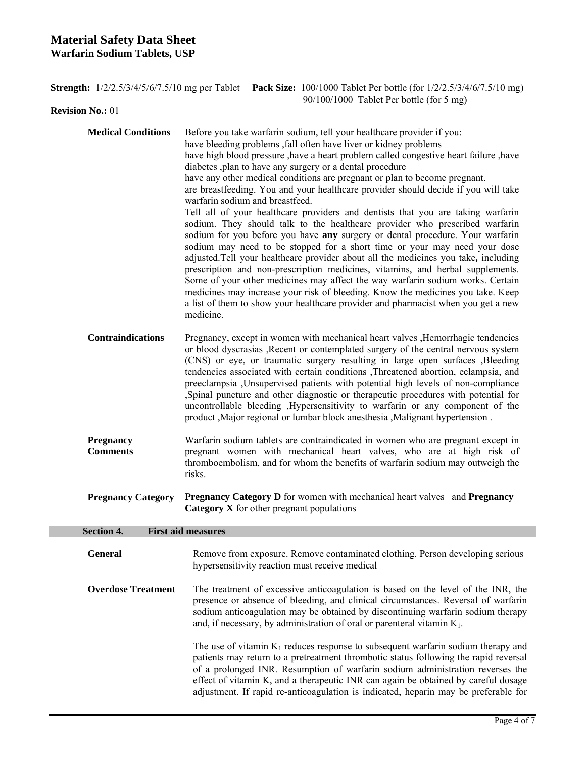# Material Safety Data Sheet
## Warfarin Sodium Tablets, USP

**Strength:** 1/2/2.5/3/4/5/6/7.5/10 mg per Tablet **Pack Size:** 100/1000 Tablet Per bottle (for 1/2/2.5/3/4/6/7.5/10 mg) 90/100/1000 Tablet Per bottle (for 5 mg)

**Revision No.:** 01

---

**Medical Conditions**

Before you take warfarin sodium, tell your healthcare provider if you:
have bleeding problems ,fall often have liver or kidney problems
have high blood pressure ,have a heart problem called congestive heart failure ,have diabetes ,plan to have any surgery or a dental procedure
have any other medical conditions are pregnant or plan to become pregnant.
are breastfeeding. You and your healthcare provider should decide if you will take warfarin sodium and breastfeed.
Tell all of your healthcare providers and dentists that you are taking warfarin sodium. They should talk to the healthcare provider who prescribed warfarin sodium for you before you have **any** surgery or dental procedure. Your warfarin sodium may need to be stopped for a short time or your may need your dose adjusted.Tell your healthcare provider about all the medicines you take**,** including prescription and non-prescription medicines, vitamins, and herbal supplements. Some of your other medicines may affect the way warfarin sodium works. Certain medicines may increase your risk of bleeding. Know the medicines you take. Keep a list of them to show your healthcare provider and pharmacist when you get a new medicine.

**Contraindications**

Pregnancy, except in women with mechanical heart valves ,Hemorrhagic tendencies or blood dyscrasias ,Recent or contemplated surgery of the central nervous system (CNS) or eye, or traumatic surgery resulting in large open surfaces ,Bleeding tendencies associated with certain conditions ,Threatened abortion, eclampsia, and preeclampsia ,Unsupervised patients with potential high levels of non-compliance ,Spinal puncture and other diagnostic or therapeutic procedures with potential for uncontrollable bleeding ,Hypersensitivity to warfarin or any component of the product ,Major regional or lumbar block anesthesia ,Malignant hypertension .

**Pregnancy Comments**

Warfarin sodium tablets are contraindicated in women who are pregnant except in pregnant women with mechanical heart valves, who are at high risk of thromboembolism, and for whom the benefits of warfarin sodium may outweigh the risks.

**Pregnancy Category**

**Pregnancy Category D** for women with mechanical heart valves and **Pregnancy Category X** for other pregnant populations

## Section 4. First aid measures

**General**

Remove from exposure. Remove contaminated clothing. Person developing serious hypersensitivity reaction must receive medical

**Overdose Treatment**

The treatment of excessive anticoagulation is based on the level of the INR, the presence or absence of bleeding, and clinical circumstances. Reversal of warfarin sodium anticoagulation may be obtained by discontinuing warfarin sodium therapy and, if necessary, by administration of oral or parenteral vitamin $K_1$.

The use of vitamin $K_1$ reduces response to subsequent warfarin sodium therapy and patients may return to a pretreatment thrombotic status following the rapid reversal of a prolonged INR. Resumption of warfarin sodium administration reverses the effect of vitamin K, and a therapeutic INR can again be obtained by careful dosage adjustment. If rapid re-anticoagulation is indicated, heparin may be preferable for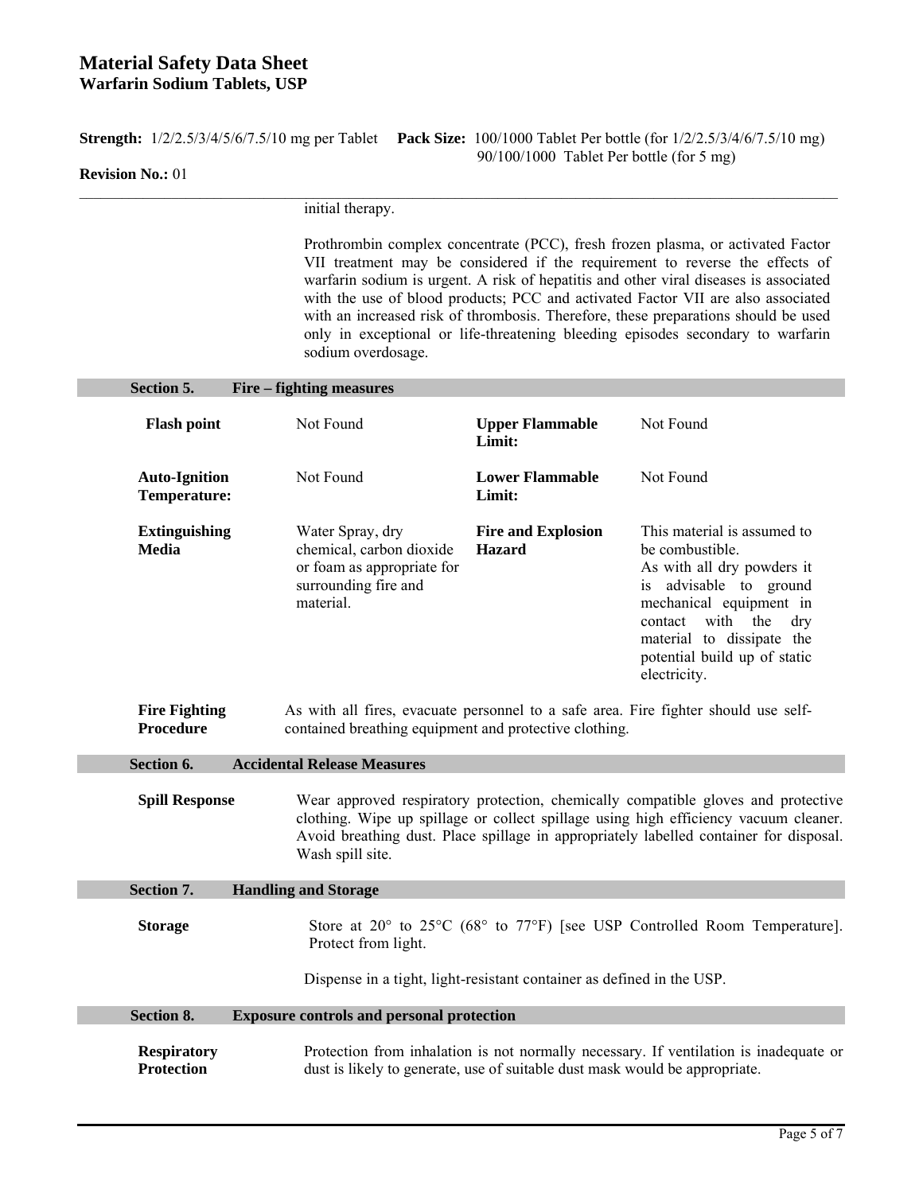initial therapy.

Prothrombin complex concentrate (PCC), fresh frozen plasma, or activated Factor VII treatment may be considered if the requirement to reverse the effects of warfarin sodium is urgent. A risk of hepatitis and other viral diseases is associated with the use of blood products; PCC and activated Factor VII are also associated with an increased risk of thrombosis. Therefore, these preparations should be used only in exceptional or life-threatening bleeding episodes secondary to warfarin sodium overdosage.

## Section 5. Fire – fighting measures

| | | | |
|---|---|---|---|
| **Flash point** | Not Found | **Upper Flammable Limit:** | Not Found |
| **Auto-Ignition Temperature:** | Not Found | **Lower Flammable Limit:** | Not Found |
| **Extinguishing Media** | Water Spray, dry chemical, carbon dioxide or foam as appropriate for surrounding fire and material. | **Fire and Explosion Hazard** | This material is assumed to be combustible. As with all dry powders it is advisable to ground mechanical equipment in contact with the dry material to dissipate the potential build up of static electricity. |

**Fire Fighting Procedure** As with all fires, evacuate personnel to a safe area. Fire fighter should use self-contained breathing equipment and protective clothing.

## Section 6. Accidental Release Measures

**Spill Response** Wear approved respiratory protection, chemically compatible gloves and protective clothing. Wipe up spillage or collect spillage using high efficiency vacuum cleaner. Avoid breathing dust. Place spillage in appropriately labelled container for disposal. Wash spill site.

## Section 7. Handling and Storage

**Storage** Store at 20° to 25°C (68° to 77°F) [see USP Controlled Room Temperature]. Protect from light.

Dispense in a tight, light-resistant container as defined in the USP.

## Section 8. Exposure controls and personal protection

**Respiratory Protection** Protection from inhalation is not normally necessary. If ventilation is inadequate or dust is likely to generate, use of suitable dust mask would be appropriate.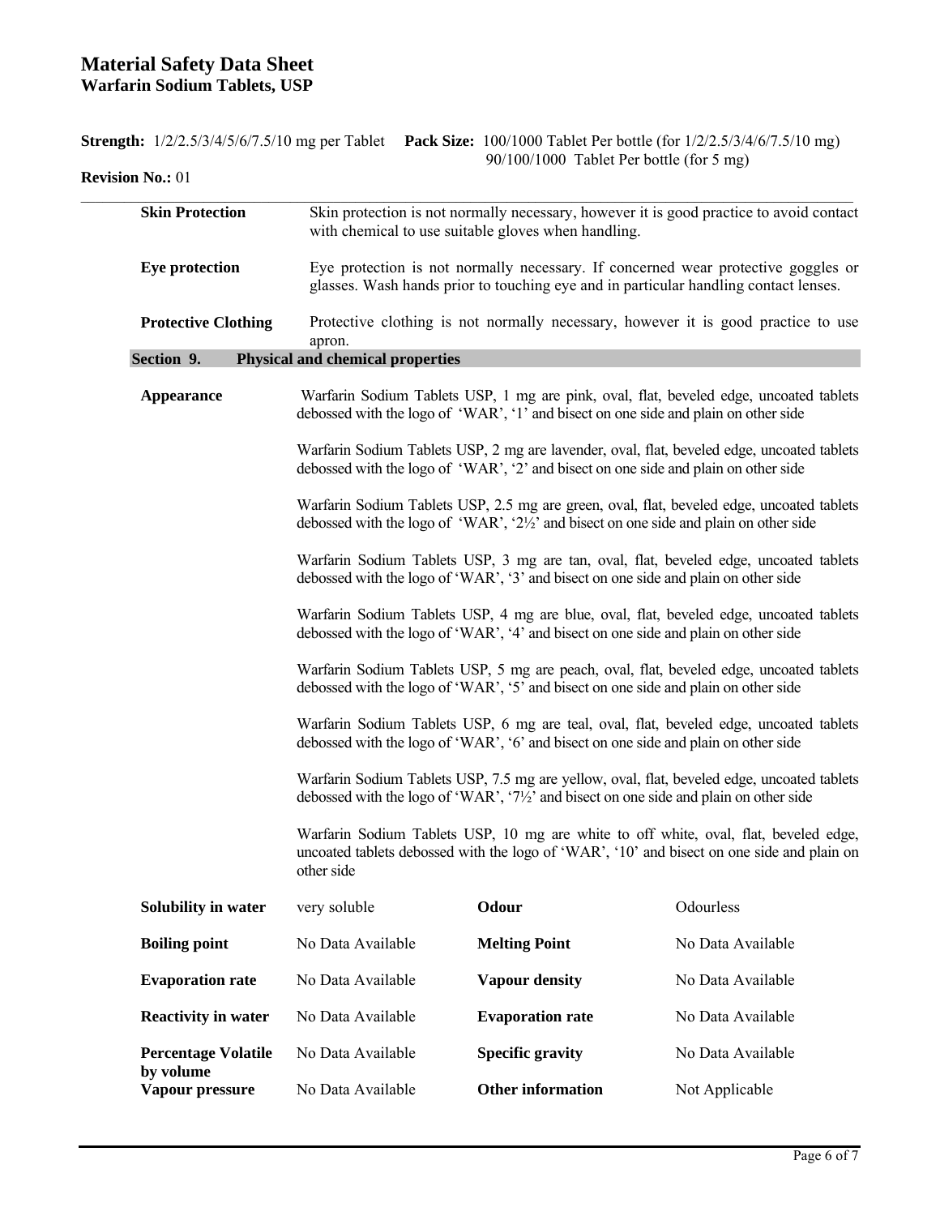**Skin Protection** Skin protection is not normally necessary, however it is good practice to avoid contact with chemical to use suitable gloves when handling.

**Eye protection** Eye protection is not normally necessary. If concerned wear protective goggles or glasses. Wash hands prior to touching eye and in particular handling contact lenses.

**Protective Clothing** Protective clothing is not normally necessary, however it is good practice to use apron.

## Section 9. Physical and chemical properties

**Appearance**

Warfarin Sodium Tablets USP, 1 mg are pink, oval, flat, beveled edge, uncoated tablets debossed with the logo of 'WAR', '1' and bisect on one side and plain on other side

Warfarin Sodium Tablets USP, 2 mg are lavender, oval, flat, beveled edge, uncoated tablets debossed with the logo of 'WAR', '2' and bisect on one side and plain on other side

Warfarin Sodium Tablets USP, 2.5 mg are green, oval, flat, beveled edge, uncoated tablets debossed with the logo of 'WAR', '2½' and bisect on one side and plain on other side

Warfarin Sodium Tablets USP, 3 mg are tan, oval, flat, beveled edge, uncoated tablets debossed with the logo of 'WAR', '3' and bisect on one side and plain on other side

Warfarin Sodium Tablets USP, 4 mg are blue, oval, flat, beveled edge, uncoated tablets debossed with the logo of 'WAR', '4' and bisect on one side and plain on other side

Warfarin Sodium Tablets USP, 5 mg are peach, oval, flat, beveled edge, uncoated tablets debossed with the logo of 'WAR', '5' and bisect on one side and plain on other side

Warfarin Sodium Tablets USP, 6 mg are teal, oval, flat, beveled edge, uncoated tablets debossed with the logo of 'WAR', '6' and bisect on one side and plain on other side

Warfarin Sodium Tablets USP, 7.5 mg are yellow, oval, flat, beveled edge, uncoated tablets debossed with the logo of 'WAR', '7½' and bisect on one side and plain on other side

Warfarin Sodium Tablets USP, 10 mg are white to off white, oval, flat, beveled edge, uncoated tablets debossed with the logo of 'WAR', '10' and bisect on one side and plain on other side

| | | | |
|---|---|---|---|
| **Solubility in water** | very soluble | **Odour** | Odourless |
| **Boiling point** | No Data Available | **Melting Point** | No Data Available |
| **Evaporation rate** | No Data Available | **Vapour density** | No Data Available |
| **Reactivity in water** | No Data Available | **Evaporation rate** | No Data Available |
| **Percentage Volatile by volume** | No Data Available | **Specific gravity** | No Data Available |
| **Vapour pressure** | No Data Available | **Other information** | Not Applicable |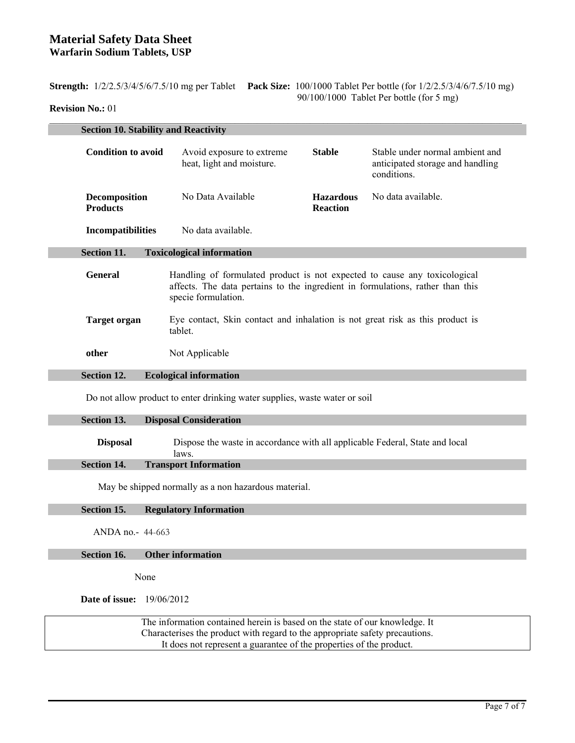# Material Safety Data Sheet
## Warfarin Sodium Tablets, USP

**Strength:** 1/2/2.5/3/4/5/6/7.5/10 mg per Tablet **Pack Size:** 100/1000 Tablet Per bottle (for 1/2/2.5/3/4/6/7.5/10 mg) 90/100/1000 Tablet Per bottle (for 5 mg)

**Revision No.:** 01

---

## Section 10. Stability and Reactivity

| | | | |
|---|---|---|---|
| **Condition to avoid** | Avoid exposure to extreme heat, light and moisture. | **Stable** | Stable under normal ambient and anticipated storage and handling conditions. |
| **Decomposition Products** | No Data Available | **Hazardous Reaction** | No data available. |
| **Incompatibilities** | No data available. | | |

## Section 11. Toxicological information

**General** Handling of formulated product is not expected to cause any toxicological affects. The data pertains to the ingredient in formulations, rather than this specie formulation.

**Target organ** Eye contact, Skin contact and inhalation is not great risk as this product is tablet.

**other** Not Applicable

## Section 12. Ecological information

Do not allow product to enter drinking water supplies, waste water or soil

## Section 13. Disposal Consideration

**Disposal** Dispose the waste in accordance with all applicable Federal, State and local laws.

## Section 14. Transport Information

May be shipped normally as a non hazardous material.

## Section 15. Regulatory Information

ANDA no.- 44-663

## Section 16. Other information

None

**Date of issue:** 19/06/2012

The information contained herein is based on the state of our knowledge. It Characterises the product with regard to the appropriate safety precautions. It does not represent a guarantee of the properties of the product.